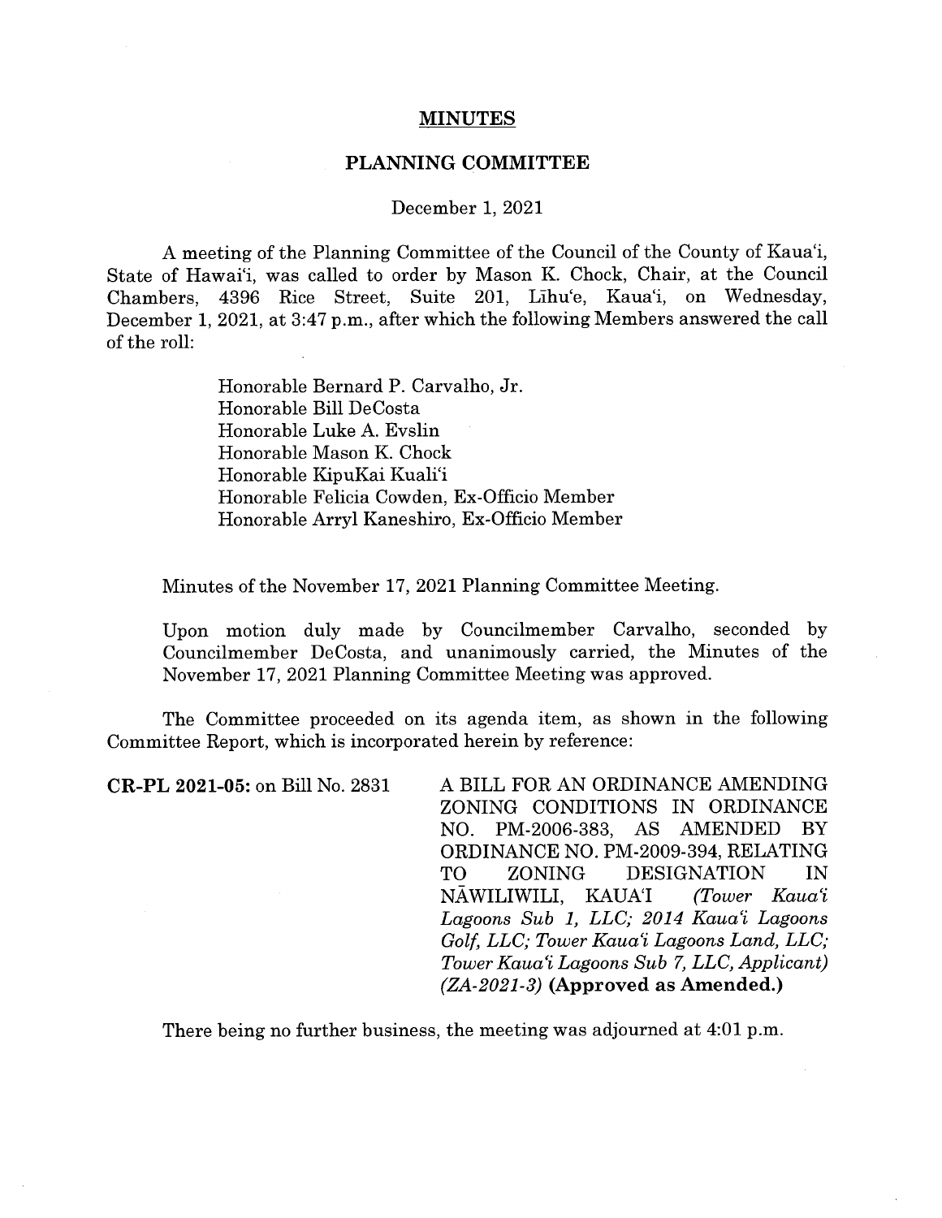# MINUTES

## PLANNING COMMITTEE

December 1, 2021

A meeting of the Planning Committee of the Council of the County of Kauaʻi, State of Hawaiʻi, was called to order by Mason K. Chock, Chair, at the Council Chambers, 4396 Rice Street, Suite 201, Līhuʻe, Kauaʻi, on Wednesday, December 1, 2021, at 3:47 p.m., after which the following Members answered the call of the roll:

Honorable Bernard P. Carvalho, Jr.
Honorable Bill DeCosta
Honorable Luke A. Evslin
Honorable Mason K. Chock
Honorable KipuKai Kualiʻi
Honorable Felicia Cowden, Ex-Officio Member
Honorable Arryl Kaneshiro, Ex-Officio Member

Minutes of the November 17, 2021 Planning Committee Meeting.

Upon motion duly made by Councilmember Carvalho, seconded by Councilmember DeCosta, and unanimously carried, the Minutes of the November 17, 2021 Planning Committee Meeting was approved.

The Committee proceeded on its agenda item, as shown in the following Committee Report, which is incorporated herein by reference:

**CR-PL 2021-05:** on Bill No. 2831 A BILL FOR AN ORDINANCE AMENDING ZONING CONDITIONS IN ORDINANCE NO. PM-2006-383, AS AMENDED BY ORDINANCE NO. PM-2009-394, RELATING TO ZONING DESIGNATION IN NĀWILIWILI, KAUAʻI *(Tower Kauaʻi Lagoons Sub 1, LLC; 2014 Kauaʻi Lagoons Golf, LLC; Tower Kauaʻi Lagoons Land, LLC; Tower Kauaʻi Lagoons Sub 7, LLC, Applicant) (ZA-2021-3)* **(Approved as Amended.)**

There being no further business, the meeting was adjourned at 4:01 p.m.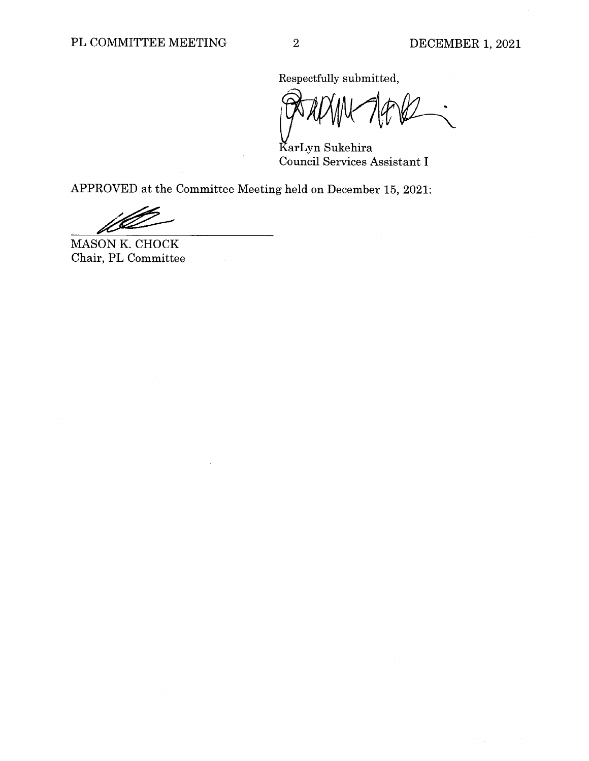Respectfully submitted,

KarLyn Sukehira
Council Services Assistant I

APPROVED at the Committee Meeting held on December 15, 2021:

MASON K. CHOCK
Chair, PL Committee